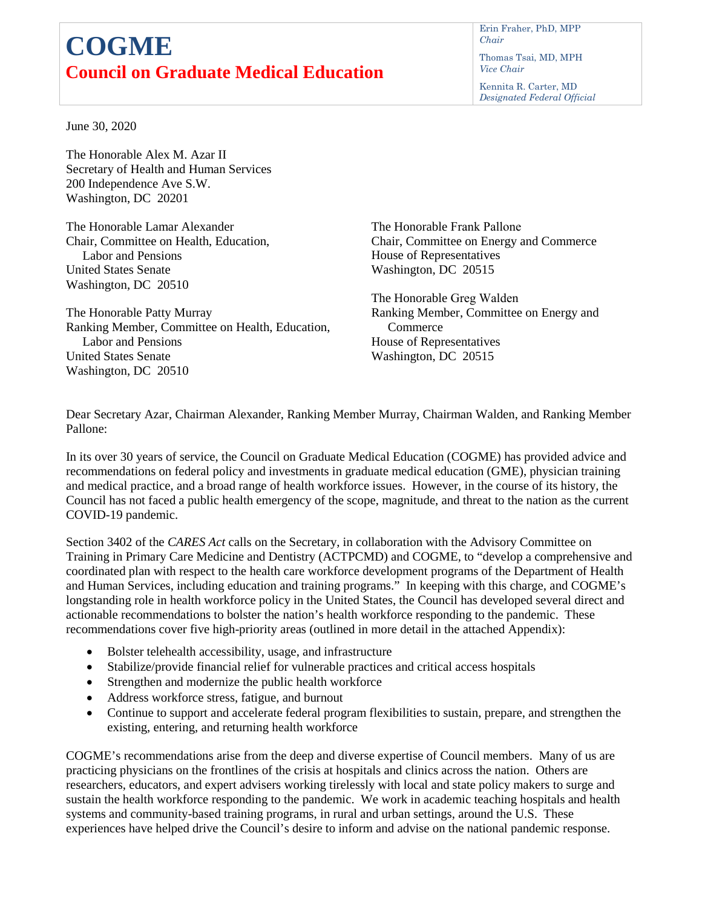# COGME

## Council on Graduate Medical Education

Erin Fraher, PhD, MPP
*Chair*

Thomas Tsai, MD, MPH
*Vice Chair*

Kennita R. Carter, MD
*Designated Federal Official*

June 30, 2020

The Honorable Alex M. Azar II
Secretary of Health and Human Services
200 Independence Ave S.W.
Washington, DC 20201

The Honorable Lamar Alexander
Chair, Committee on Health, Education, Labor and Pensions
United States Senate
Washington, DC 20510

The Honorable Patty Murray
Ranking Member, Committee on Health, Education, Labor and Pensions
United States Senate
Washington, DC 20510

The Honorable Frank Pallone
Chair, Committee on Energy and Commerce
House of Representatives
Washington, DC 20515

The Honorable Greg Walden
Ranking Member, Committee on Energy and Commerce
House of Representatives
Washington, DC 20515

Dear Secretary Azar, Chairman Alexander, Ranking Member Murray, Chairman Walden, and Ranking Member Pallone:

In its over 30 years of service, the Council on Graduate Medical Education (COGME) has provided advice and recommendations on federal policy and investments in graduate medical education (GME), physician training and medical practice, and a broad range of health workforce issues. However, in the course of its history, the Council has not faced a public health emergency of the scope, magnitude, and threat to the nation as the current COVID-19 pandemic.

Section 3402 of the *CARES Act* calls on the Secretary, in collaboration with the Advisory Committee on Training in Primary Care Medicine and Dentistry (ACTPCMD) and COGME, to "develop a comprehensive and coordinated plan with respect to the health care workforce development programs of the Department of Health and Human Services, including education and training programs." In keeping with this charge, and COGME's longstanding role in health workforce policy in the United States, the Council has developed several direct and actionable recommendations to bolster the nation's health workforce responding to the pandemic. These recommendations cover five high-priority areas (outlined in more detail in the attached Appendix):

- Bolster telehealth accessibility, usage, and infrastructure
- Stabilize/provide financial relief for vulnerable practices and critical access hospitals
- Strengthen and modernize the public health workforce
- Address workforce stress, fatigue, and burnout
- Continue to support and accelerate federal program flexibilities to sustain, prepare, and strengthen the existing, entering, and returning health workforce

COGME's recommendations arise from the deep and diverse expertise of Council members. Many of us are practicing physicians on the frontlines of the crisis at hospitals and clinics across the nation. Others are researchers, educators, and expert advisers working tirelessly with local and state policy makers to surge and sustain the health workforce responding to the pandemic. We work in academic teaching hospitals and health systems and community-based training programs, in rural and urban settings, around the U.S. These experiences have helped drive the Council's desire to inform and advise on the national pandemic response.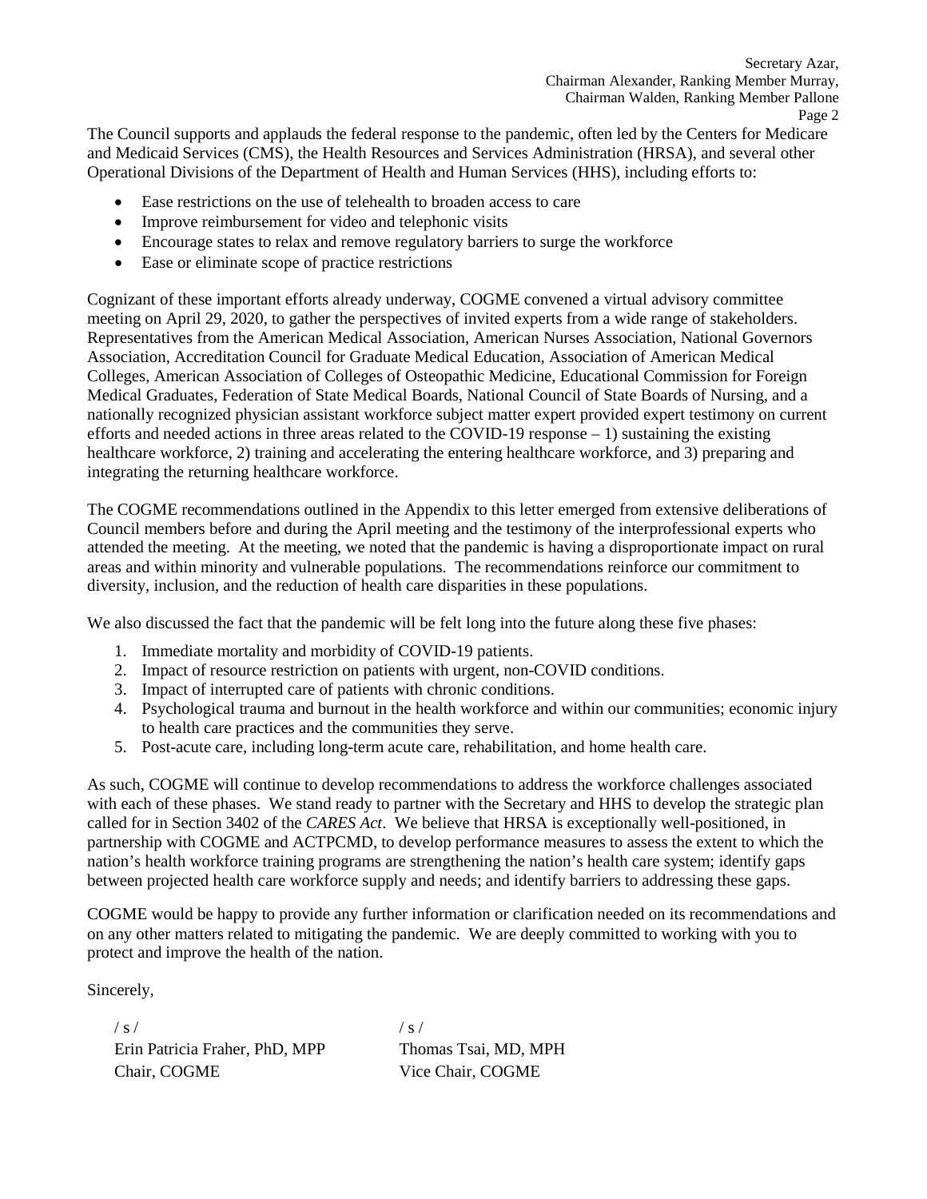The Council supports and applauds the federal response to the pandemic, often led by the Centers for Medicare and Medicaid Services (CMS), the Health Resources and Services Administration (HRSA), and several other Operational Divisions of the Department of Health and Human Services (HHS), including efforts to:

- Ease restrictions on the use of telehealth to broaden access to care
- Improve reimbursement for video and telephonic visits
- Encourage states to relax and remove regulatory barriers to surge the workforce
- Ease or eliminate scope of practice restrictions

Cognizant of these important efforts already underway, COGME convened a virtual advisory committee meeting on April 29, 2020, to gather the perspectives of invited experts from a wide range of stakeholders. Representatives from the American Medical Association, American Nurses Association, National Governors Association, Accreditation Council for Graduate Medical Education, Association of American Medical Colleges, American Association of Colleges of Osteopathic Medicine, Educational Commission for Foreign Medical Graduates, Federation of State Medical Boards, National Council of State Boards of Nursing, and a nationally recognized physician assistant workforce subject matter expert provided expert testimony on current efforts and needed actions in three areas related to the COVID-19 response – 1) sustaining the existing healthcare workforce, 2) training and accelerating the entering healthcare workforce, and 3) preparing and integrating the returning healthcare workforce.

The COGME recommendations outlined in the Appendix to this letter emerged from extensive deliberations of Council members before and during the April meeting and the testimony of the interprofessional experts who attended the meeting. At the meeting, we noted that the pandemic is having a disproportionate impact on rural areas and within minority and vulnerable populations. The recommendations reinforce our commitment to diversity, inclusion, and the reduction of health care disparities in these populations.

We also discussed the fact that the pandemic will be felt long into the future along these five phases:

1. Immediate mortality and morbidity of COVID-19 patients.
2. Impact of resource restriction on patients with urgent, non-COVID conditions.
3. Impact of interrupted care of patients with chronic conditions.
4. Psychological trauma and burnout in the health workforce and within our communities; economic injury to health care practices and the communities they serve.
5. Post-acute care, including long-term acute care, rehabilitation, and home health care.

As such, COGME will continue to develop recommendations to address the workforce challenges associated with each of these phases. We stand ready to partner with the Secretary and HHS to develop the strategic plan called for in Section 3402 of the *CARES Act*. We believe that HRSA is exceptionally well-positioned, in partnership with COGME and ACTPCMD, to develop performance measures to assess the extent to which the nation's health workforce training programs are strengthening the nation's health care system; identify gaps between projected health care workforce supply and needs; and identify barriers to addressing these gaps.

COGME would be happy to provide any further information or clarification needed on its recommendations and on any other matters related to mitigating the pandemic. We are deeply committed to working with you to protect and improve the health of the nation.

Sincerely,

/ s /
Erin Patricia Fraher, PhD, MPP
Chair, COGME

/ s /
Thomas Tsai, MD, MPH
Vice Chair, COGME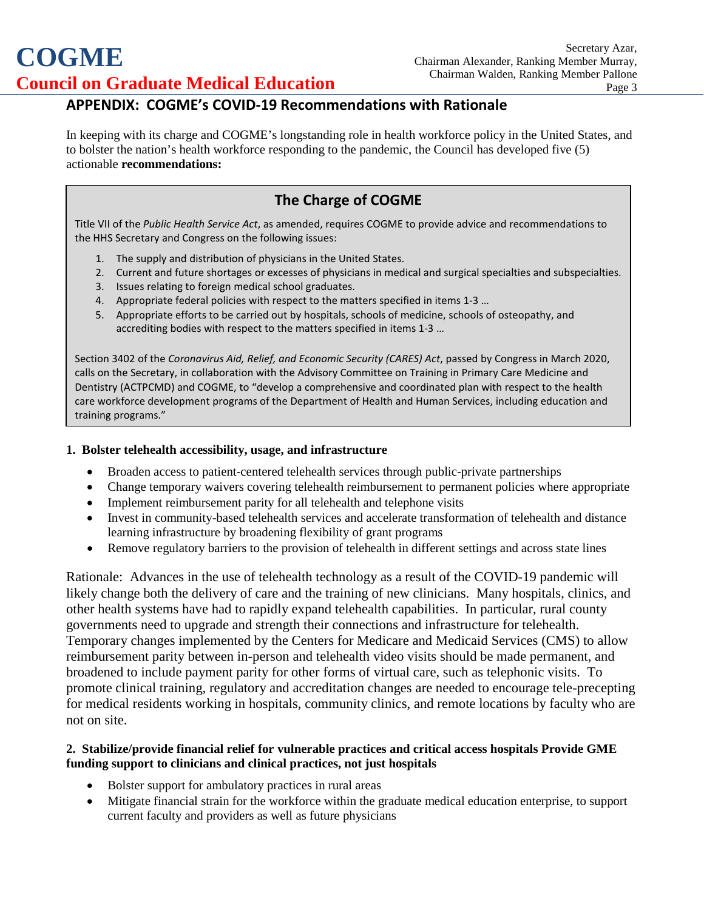## APPENDIX: COGME's COVID-19 Recommendations with Rationale

In keeping with its charge and COGME's longstanding role in health workforce policy in the United States, and to bolster the nation's health workforce responding to the pandemic, the Council has developed five (5) actionable **recommendations:**

> ### The Charge of COGME
>
> Title VII of the *Public Health Service Act*, as amended, requires COGME to provide advice and recommendations to the HHS Secretary and Congress on the following issues:
>
> 1. The supply and distribution of physicians in the United States.
> 2. Current and future shortages or excesses of physicians in medical and surgical specialties and subspecialties.
> 3. Issues relating to foreign medical school graduates.
> 4. Appropriate federal policies with respect to the matters specified in items 1-3 …
> 5. Appropriate efforts to be carried out by hospitals, schools of medicine, schools of osteopathy, and accrediting bodies with respect to the matters specified in items 1-3 …
>
> Section 3402 of the *Coronavirus Aid, Relief, and Economic Security (CARES) Act*, passed by Congress in March 2020, calls on the Secretary, in collaboration with the Advisory Committee on Training in Primary Care Medicine and Dentistry (ACTPCMD) and COGME, to "develop a comprehensive and coordinated plan with respect to the health care workforce development programs of the Department of Health and Human Services, including education and training programs."

**1. Bolster telehealth accessibility, usage, and infrastructure**

- Broaden access to patient-centered telehealth services through public-private partnerships
- Change temporary waivers covering telehealth reimbursement to permanent policies where appropriate
- Implement reimbursement parity for all telehealth and telephone visits
- Invest in community-based telehealth services and accelerate transformation of telehealth and distance learning infrastructure by broadening flexibility of grant programs
- Remove regulatory barriers to the provision of telehealth in different settings and across state lines

Rationale: Advances in the use of telehealth technology as a result of the COVID-19 pandemic will likely change both the delivery of care and the training of new clinicians. Many hospitals, clinics, and other health systems have had to rapidly expand telehealth capabilities. In particular, rural county governments need to upgrade and strength their connections and infrastructure for telehealth. Temporary changes implemented by the Centers for Medicare and Medicaid Services (CMS) to allow reimbursement parity between in-person and telehealth video visits should be made permanent, and broadened to include payment parity for other forms of virtual care, such as telephonic visits. To promote clinical training, regulatory and accreditation changes are needed to encourage tele-precepting for medical residents working in hospitals, community clinics, and remote locations by faculty who are not on site.

**2. Stabilize/provide financial relief for vulnerable practices and critical access hospitals Provide GME funding support to clinicians and clinical practices, not just hospitals**

- Bolster support for ambulatory practices in rural areas
- Mitigate financial strain for the workforce within the graduate medical education enterprise, to support current faculty and providers as well as future physicians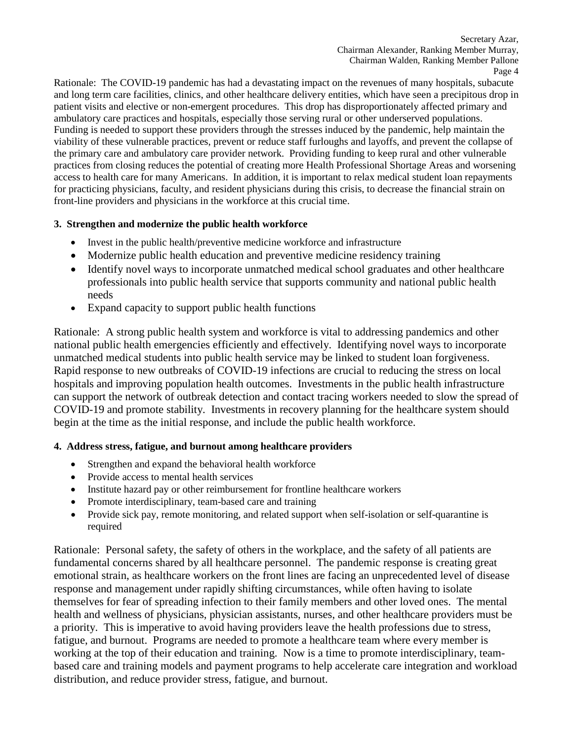Rationale: The COVID-19 pandemic has had a devastating impact on the revenues of many hospitals, subacute and long term care facilities, clinics, and other healthcare delivery entities, which have seen a precipitous drop in patient visits and elective or non-emergent procedures. This drop has disproportionately affected primary and ambulatory care practices and hospitals, especially those serving rural or other underserved populations. Funding is needed to support these providers through the stresses induced by the pandemic, help maintain the viability of these vulnerable practices, prevent or reduce staff furloughs and layoffs, and prevent the collapse of the primary care and ambulatory care provider network. Providing funding to keep rural and other vulnerable practices from closing reduces the potential of creating more Health Professional Shortage Areas and worsening access to health care for many Americans. In addition, it is important to relax medical student loan repayments for practicing physicians, faculty, and resident physicians during this crisis, to decrease the financial strain on front-line providers and physicians in the workforce at this crucial time.

**3. Strengthen and modernize the public health workforce**

- Invest in the public health/preventive medicine workforce and infrastructure
- Modernize public health education and preventive medicine residency training
- Identify novel ways to incorporate unmatched medical school graduates and other healthcare professionals into public health service that supports community and national public health needs
- Expand capacity to support public health functions

Rationale: A strong public health system and workforce is vital to addressing pandemics and other national public health emergencies efficiently and effectively. Identifying novel ways to incorporate unmatched medical students into public health service may be linked to student loan forgiveness. Rapid response to new outbreaks of COVID-19 infections are crucial to reducing the stress on local hospitals and improving population health outcomes. Investments in the public health infrastructure can support the network of outbreak detection and contact tracing workers needed to slow the spread of COVID-19 and promote stability. Investments in recovery planning for the healthcare system should begin at the time as the initial response, and include the public health workforce.

**4. Address stress, fatigue, and burnout among healthcare providers**

- Strengthen and expand the behavioral health workforce
- Provide access to mental health services
- Institute hazard pay or other reimbursement for frontline healthcare workers
- Promote interdisciplinary, team-based care and training
- Provide sick pay, remote monitoring, and related support when self-isolation or self-quarantine is required

Rationale: Personal safety, the safety of others in the workplace, and the safety of all patients are fundamental concerns shared by all healthcare personnel. The pandemic response is creating great emotional strain, as healthcare workers on the front lines are facing an unprecedented level of disease response and management under rapidly shifting circumstances, while often having to isolate themselves for fear of spreading infection to their family members and other loved ones. The mental health and wellness of physicians, physician assistants, nurses, and other healthcare providers must be a priority. This is imperative to avoid having providers leave the health professions due to stress, fatigue, and burnout. Programs are needed to promote a healthcare team where every member is working at the top of their education and training. Now is a time to promote interdisciplinary, team-based care and training models and payment programs to help accelerate care integration and workload distribution, and reduce provider stress, fatigue, and burnout.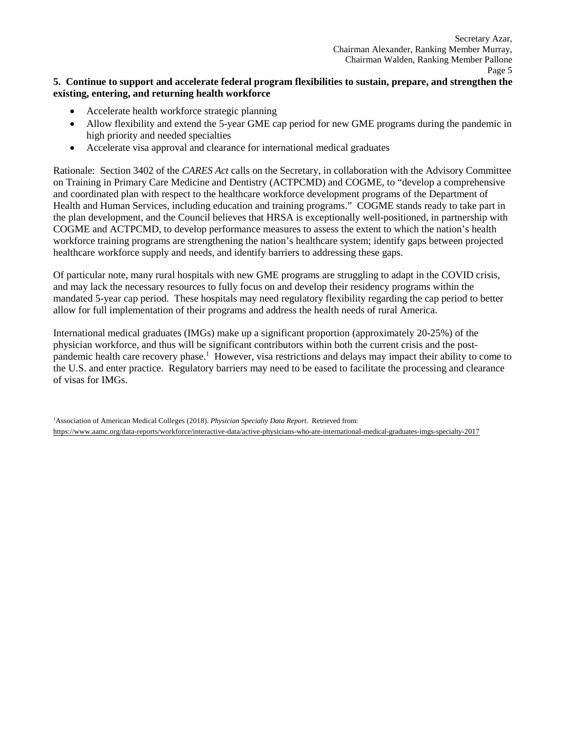**5. Continue to support and accelerate federal program flexibilities to sustain, prepare, and strengthen the existing, entering, and returning health workforce**

- Accelerate health workforce strategic planning
- Allow flexibility and extend the 5-year GME cap period for new GME programs during the pandemic in high priority and needed specialties
- Accelerate visa approval and clearance for international medical graduates

Rationale: Section 3402 of the *CARES Act* calls on the Secretary, in collaboration with the Advisory Committee on Training in Primary Care Medicine and Dentistry (ACTPCMD) and COGME, to "develop a comprehensive and coordinated plan with respect to the healthcare workforce development programs of the Department of Health and Human Services, including education and training programs." COGME stands ready to take part in the plan development, and the Council believes that HRSA is exceptionally well-positioned, in partnership with COGME and ACTPCMD, to develop performance measures to assess the extent to which the nation's health workforce training programs are strengthening the nation's healthcare system; identify gaps between projected healthcare workforce supply and needs, and identify barriers to addressing these gaps.

Of particular note, many rural hospitals with new GME programs are struggling to adapt in the COVID crisis, and may lack the necessary resources to fully focus on and develop their residency programs within the mandated 5-year cap period. These hospitals may need regulatory flexibility regarding the cap period to better allow for full implementation of their programs and address the health needs of rural America.

International medical graduates (IMGs) make up a significant proportion (approximately 20-25%) of the physician workforce, and thus will be significant contributors within both the current crisis and the post-pandemic health care recovery phase.[1] However, visa restrictions and delays may impact their ability to come to the U.S. and enter practice. Regulatory barriers may need to be eased to facilitate the processing and clearance of visas for IMGs.

[1] Association of American Medical Colleges (2018). *Physician Specialty Data Report*. Retrieved from: https://www.aamc.org/data-reports/workforce/interactive-data/active-physicians-who-are-international-medical-graduates-imgs-specialty-2017